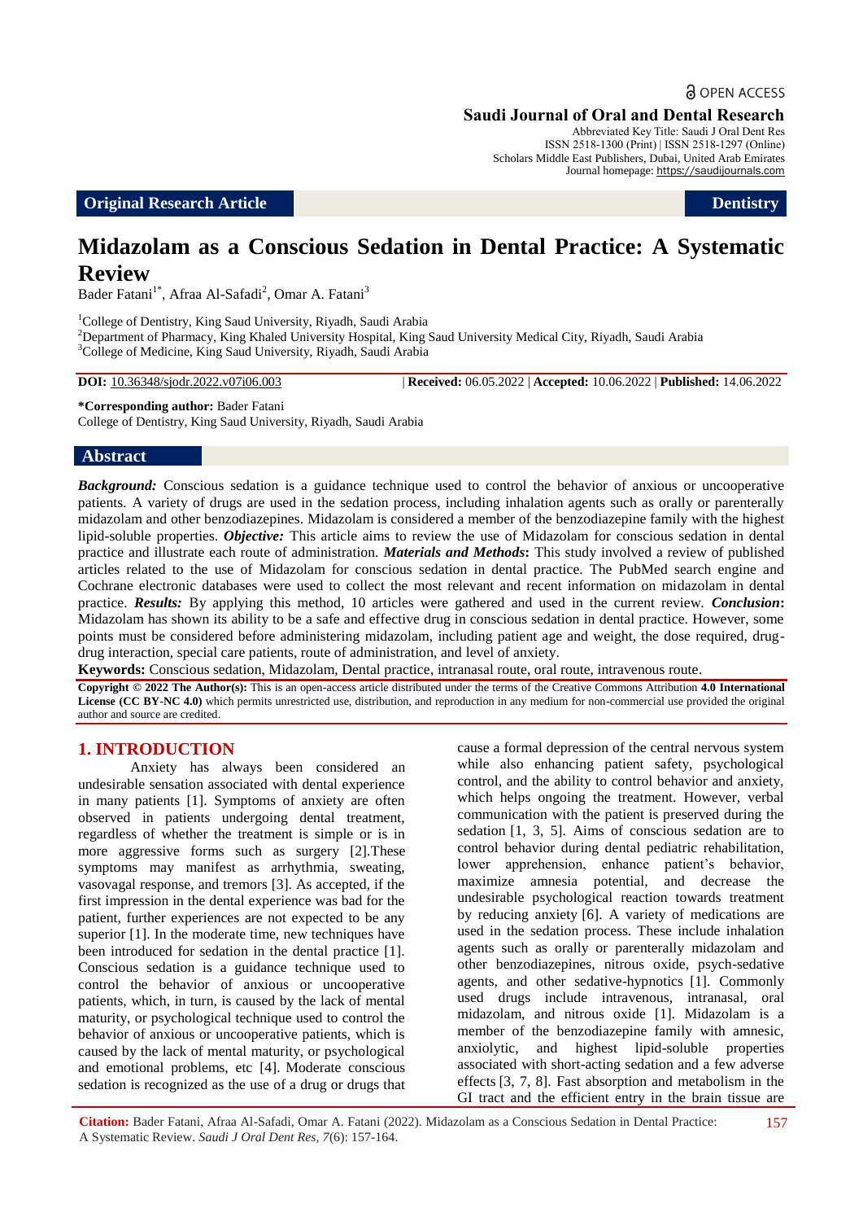Original Research Article | Dentistry

# Midazolam as a Conscious Sedation in Dental Practice: A Systematic Review

Bader Fatani[1*], Afraa Al-Safadi[2], Omar A. Fatani[3]

[1]College of Dentistry, King Saud University, Riyadh, Saudi Arabia
[2]Department of Pharmacy, King Khaled University Hospital, King Saud University Medical City, Riyadh, Saudi Arabia
[3]College of Medicine, King Saud University, Riyadh, Saudi Arabia

**DOI:** 10.36348/sjodr.2022.v07i06.003 | **Received:** 06.05.2022 | **Accepted:** 10.06.2022 | **Published:** 14.06.2022

**\*Corresponding author:** Bader Fatani
College of Dentistry, King Saud University, Riyadh, Saudi Arabia

## Abstract

***Background:*** Conscious sedation is a guidance technique used to control the behavior of anxious or uncooperative patients. A variety of drugs are used in the sedation process, including inhalation agents such as orally or parenterally midazolam and other benzodiazepines. Midazolam is considered a member of the benzodiazepine family with the highest lipid-soluble properties. ***Objective:*** This article aims to review the use of Midazolam for conscious sedation in dental practice and illustrate each route of administration. ***Materials and Methods*:** This study involved a review of published articles related to the use of Midazolam for conscious sedation in dental practice. The PubMed search engine and Cochrane electronic databases were used to collect the most relevant and recent information on midazolam in dental practice. ***Results:*** By applying this method, 10 articles were gathered and used in the current review. ***Conclusion*:** Midazolam has shown its ability to be a safe and effective drug in conscious sedation in dental practice. However, some points must be considered before administering midazolam, including patient age and weight, the dose required, drug-drug interaction, special care patients, route of administration, and level of anxiety.

**Keywords:** Conscious sedation, Midazolam, Dental practice, intranasal route, oral route, intravenous route.

**Copyright © 2022 The Author(s):** This is an open-access article distributed under the terms of the Creative Commons Attribution **4.0 International License (CC BY-NC 4.0)** which permits unrestricted use, distribution, and reproduction in any medium for non-commercial use provided the original author and source are credited.

## 1. INTRODUCTION

Anxiety has always been considered an undesirable sensation associated with dental experience in many patients [1]. Symptoms of anxiety are often observed in patients undergoing dental treatment, regardless of whether the treatment is simple or is in more aggressive forms such as surgery [2].These symptoms may manifest as arrhythmia, sweating, vasovagal response, and tremors [3]. As accepted, if the first impression in the dental experience was bad for the patient, further experiences are not expected to be any superior [1]. In the moderate time, new techniques have been introduced for sedation in the dental practice [1]. Conscious sedation is a guidance technique used to control the behavior of anxious or uncooperative patients, which, in turn, is caused by the lack of mental maturity, or psychological technique used to control the behavior of anxious or uncooperative patients, which is caused by the lack of mental maturity, or psychological and emotional problems, etc [4]. Moderate conscious sedation is recognized as the use of a drug or drugs that cause a formal depression of the central nervous system while also enhancing patient safety, psychological control, and the ability to control behavior and anxiety, which helps ongoing the treatment. However, verbal communication with the patient is preserved during the sedation [1, 3, 5]. Aims of conscious sedation are to control behavior during dental pediatric rehabilitation, lower apprehension, enhance patient's behavior, maximize amnesia potential, and decrease the undesirable psychological reaction towards treatment by reducing anxiety [6]. A variety of medications are used in the sedation process. These include inhalation agents such as orally or parenterally midazolam and other benzodiazepines, nitrous oxide, psych-sedative agents, and other sedative-hypnotics [1]. Commonly used drugs include intravenous, intranasal, oral midazolam, and nitrous oxide [1]. Midazolam is a member of the benzodiazepine family with amnesic, anxiolytic, and highest lipid-soluble properties associated with short-acting sedation and a few adverse effects [3, 7, 8]. Fast absorption and metabolism in the GI tract and the efficient entry in the brain tissue are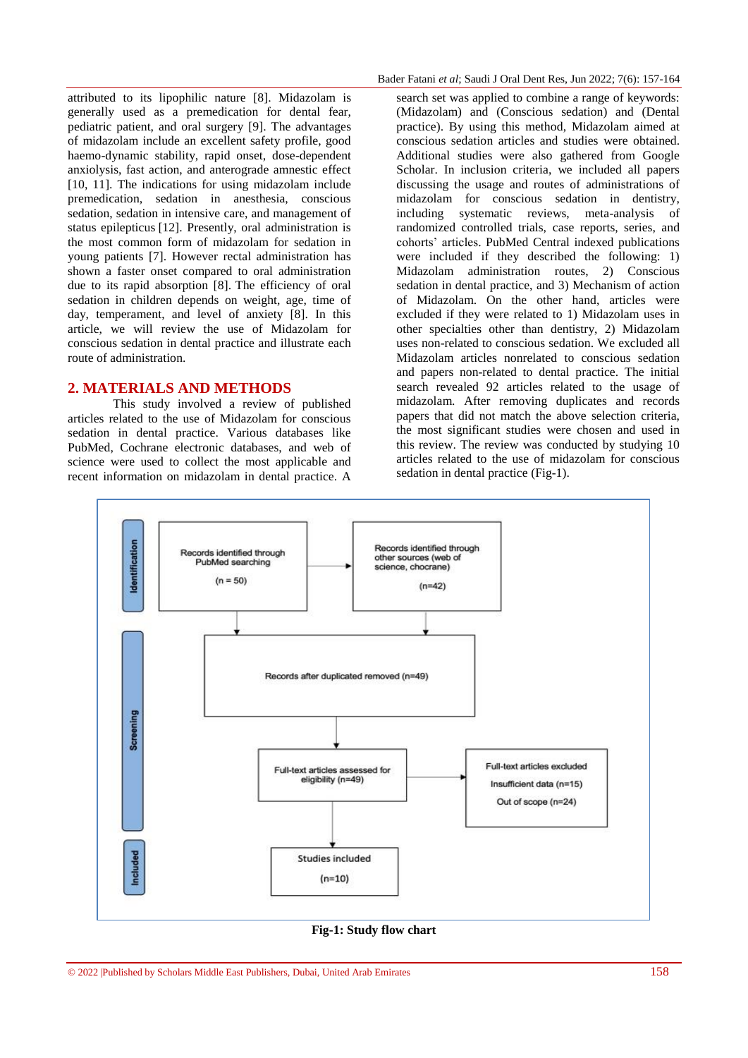attributed to its lipophilic nature [8]. Midazolam is generally used as a premedication for dental fear, pediatric patient, and oral surgery [9]. The advantages of midazolam include an excellent safety profile, good haemo-dynamic stability, rapid onset, dose-dependent anxiolysis, fast action, and anterograde amnestic effect [10, 11]. The indications for using midazolam include premedication, sedation in anesthesia, conscious sedation, sedation in intensive care, and management of status epilepticus [12]. Presently, oral administration is the most common form of midazolam for sedation in young patients [7]. However rectal administration has shown a faster onset compared to oral administration due to its rapid absorption [8]. The efficiency of oral sedation in children depends on weight, age, time of day, temperament, and level of anxiety [8]. In this article, we will review the use of Midazolam for conscious sedation in dental practice and illustrate each route of administration.

## 2. MATERIALS AND METHODS

This study involved a review of published articles related to the use of Midazolam for conscious sedation in dental practice. Various databases like PubMed, Cochrane electronic databases, and web of science were used to collect the most applicable and recent information on midazolam in dental practice. A search set was applied to combine a range of keywords: (Midazolam) and (Conscious sedation) and (Dental practice). By using this method, Midazolam aimed at conscious sedation articles and studies were obtained. Additional studies were also gathered from Google Scholar. In inclusion criteria, we included all papers discussing the usage and routes of administrations of midazolam for conscious sedation in dentistry, including systematic reviews, meta-analysis of randomized controlled trials, case reports, series, and cohorts' articles. PubMed Central indexed publications were included if they described the following: 1) Midazolam administration routes, 2) Conscious sedation in dental practice, and 3) Mechanism of action of Midazolam. On the other hand, articles were excluded if they were related to 1) Midazolam uses in other specialties other than dentistry, 2) Midazolam uses non-related to conscious sedation. We excluded all Midazolam articles nonrelated to conscious sedation and papers non-related to dental practice. The initial search revealed 92 articles related to the usage of midazolam. After removing duplicates and records papers that did not match the above selection criteria, the most significant studies were chosen and used in this review. The review was conducted by studying 10 articles related to the use of midazolam for conscious sedation in dental practice (Fig-1).

**Identification**

- Records identified through PubMed searching (n = 50)
- Records identified through other sources (web of science, chocrane) (n=42)

**Screening**

- Records after duplicated removed (n=49)
- Full-text articles assessed for eligibility (n=49)
- Full-text articles excluded: Insufficient data (n=15); Out of scope (n=24)

**Included**

- Studies included (n=10)

**Fig-1: Study flow chart**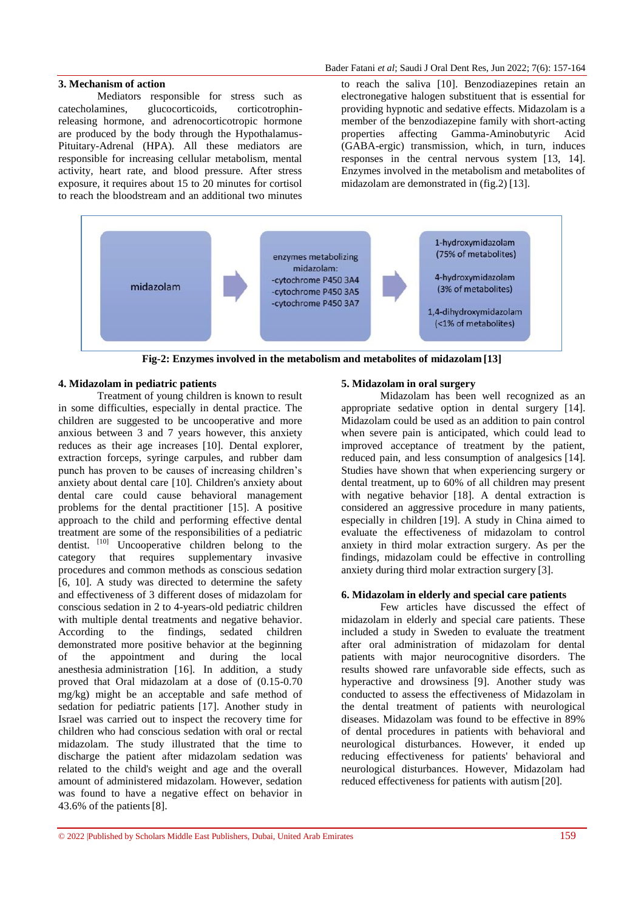## 3. Mechanism of action

Mediators responsible for stress such as catecholamines, glucocorticoids, corticotrophin-releasing hormone, and adrenocorticotropic hormone are produced by the body through the Hypothalamus-Pituitary-Adrenal (HPA). All these mediators are responsible for increasing cellular metabolism, mental activity, heart rate, and blood pressure. After stress exposure, it requires about 15 to 20 minutes for cortisol to reach the bloodstream and an additional two minutes to reach the saliva [10]. Benzodiazepines retain an electronegative halogen substituent that is essential for providing hypnotic and sedative effects. Midazolam is a member of the benzodiazepine family with short-acting properties affecting Gamma-Aminobutyric Acid (GABA-ergic) transmission, which, in turn, induces responses in the central nervous system [13, 14]. Enzymes involved in the metabolism and metabolites of midazolam are demonstrated in (fig.2) [13].

| midazolam | → | enzymes metabolizing midazolam: -cytochrome P450 3A4 -cytochrome P450 3A5 -cytochrome P450 3A7 | → | 1-hydroxymidazolam (75% of metabolites) 4-hydroxymidazolam (3% of metabolites) 1,4-dihydroxymidazolam (<1% of metabolites) |
|---|---|---|---|---|

**Fig-2: Enzymes involved in the metabolism and metabolites of midazolam [13]**

## 4. Midazolam in pediatric patients

Treatment of young children is known to result in some difficulties, especially in dental practice. The children are suggested to be uncooperative and more anxious between 3 and 7 years however, this anxiety reduces as their age increases [10]. Dental explorer, extraction forceps, syringe carpules, and rubber dam punch has proven to be causes of increasing children's anxiety about dental care [10]. Children's anxiety about dental care could cause behavioral management problems for the dental practitioner [15]. A positive approach to the child and performing effective dental treatment are some of the responsibilities of a pediatric dentist. [10] Uncooperative children belong to the category that requires supplementary invasive procedures and common methods as conscious sedation [6, 10]. A study was directed to determine the safety and effectiveness of 3 different doses of midazolam for conscious sedation in 2 to 4-years-old pediatric children with multiple dental treatments and negative behavior. According to the findings, sedated children demonstrated more positive behavior at the beginning of the appointment and during the local anesthesia administration [16]. In addition, a study proved that Oral midazolam at a dose of (0.15-0.70 mg/kg) might be an acceptable and safe method of sedation for pediatric patients [17]. Another study in Israel was carried out to inspect the recovery time for children who had conscious sedation with oral or rectal midazolam. The study illustrated that the time to discharge the patient after midazolam sedation was related to the child's weight and age and the overall amount of administered midazolam. However, sedation was found to have a negative effect on behavior in 43.6% of the patients [8].

## 5. Midazolam in oral surgery

Midazolam has been well recognized as an appropriate sedative option in dental surgery [14]. Midazolam could be used as an addition to pain control when severe pain is anticipated, which could lead to improved acceptance of treatment by the patient, reduced pain, and less consumption of analgesics [14]. Studies have shown that when experiencing surgery or dental treatment, up to 60% of all children may present with negative behavior [18]. A dental extraction is considered an aggressive procedure in many patients, especially in children [19]. A study in China aimed to evaluate the effectiveness of midazolam to control anxiety in third molar extraction surgery. As per the findings, midazolam could be effective in controlling anxiety during third molar extraction surgery [3].

## 6. Midazolam in elderly and special care patients

Few articles have discussed the effect of midazolam in elderly and special care patients. These included a study in Sweden to evaluate the treatment after oral administration of midazolam for dental patients with major neurocognitive disorders. The results showed rare unfavorable side effects, such as hyperactive and drowsiness [9]. Another study was conducted to assess the effectiveness of Midazolam in the dental treatment of patients with neurological diseases. Midazolam was found to be effective in 89% of dental procedures in patients with behavioral and neurological disturbances. However, it ended up reducing effectiveness for patients' behavioral and neurological disturbances. However, Midazolam had reduced effectiveness for patients with autism [20].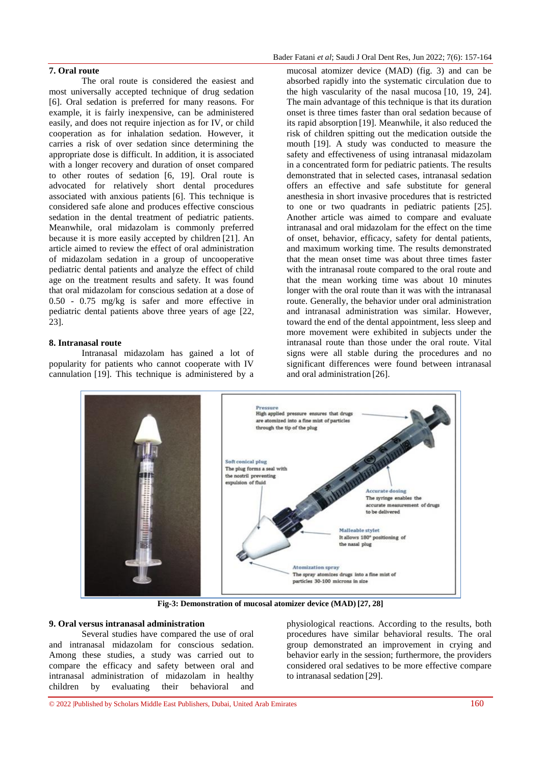## 7. Oral route

The oral route is considered the easiest and most universally accepted technique of drug sedation [6]. Oral sedation is preferred for many reasons. For example, it is fairly inexpensive, can be administered easily, and does not require injection as for IV, or child cooperation as for inhalation sedation. However, it carries a risk of over sedation since determining the appropriate dose is difficult. In addition, it is associated with a longer recovery and duration of onset compared to other routes of sedation [6, 19]. Oral route is advocated for relatively short dental procedures associated with anxious patients [6]. This technique is considered safe alone and produces effective conscious sedation in the dental treatment of pediatric patients. Meanwhile, oral midazolam is commonly preferred because it is more easily accepted by children [21]. An article aimed to review the effect of oral administration of midazolam sedation in a group of uncooperative pediatric dental patients and analyze the effect of child age on the treatment results and safety. It was found that oral midazolam for conscious sedation at a dose of 0.50 - 0.75 mg/kg is safer and more effective in pediatric dental patients above three years of age [22, 23].

## 8. Intranasal route

Intranasal midazolam has gained a lot of popularity for patients who cannot cooperate with IV cannulation [19]. This technique is administered by a mucosal atomizer device (MAD) (fig. 3) and can be absorbed rapidly into the systematic circulation due to the high vascularity of the nasal mucosa [10, 19, 24]. The main advantage of this technique is that its duration onset is three times faster than oral sedation because of its rapid absorption [19]. Meanwhile, it also reduced the risk of children spitting out the medication outside the mouth [19]. A study was conducted to measure the safety and effectiveness of using intranasal midazolam in a concentrated form for pediatric patients. The results demonstrated that in selected cases, intranasal sedation offers an effective and safe substitute for general anesthesia in short invasive procedures that is restricted to one or two quadrants in pediatric patients [25]. Another article was aimed to compare and evaluate intranasal and oral midazolam for the effect on the time of onset, behavior, efficacy, safety for dental patients, and maximum working time. The results demonstrated that the mean onset time was about three times faster with the intranasal route compared to the oral route and that the mean working time was about 10 minutes longer with the oral route than it was with the intranasal route. Generally, the behavior under oral administration and intranasal administration was similar. However, toward the end of the dental appointment, less sleep and more movement were exhibited in subjects under the intranasal route than those under the oral route. Vital signs were all stable during the procedures and no significant differences were found between intranasal and oral administration [26].

**Fig-3: Demonstration of mucosal atomizer device (MAD) [27, 28]**

## 9. Oral versus intranasal administration

Several studies have compared the use of oral and intranasal midazolam for conscious sedation. Among these studies, a study was carried out to compare the efficacy and safety between oral and intranasal administration of midazolam in healthy children by evaluating their behavioral and physiological reactions. According to the results, both procedures have similar behavioral results. The oral group demonstrated an improvement in crying and behavior early in the session; furthermore, the providers considered oral sedatives to be more effective compare to intranasal sedation [29].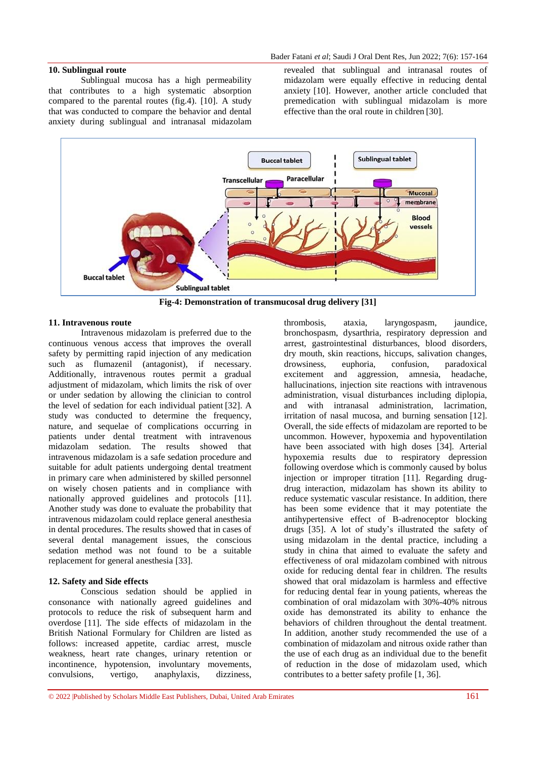### 10. Sublingual route

Sublingual mucosa has a high permeability that contributes to a high systematic absorption compared to the parental routes (fig.4). [10]. A study that was conducted to compare the behavior and dental anxiety during sublingual and intranasal midazolam revealed that sublingual and intranasal routes of midazolam were equally effective in reducing dental anxiety [10]. However, another article concluded that premedication with sublingual midazolam is more effective than the oral route in children [30].

**Fig-4: Demonstration of transmucosal drug delivery [31]**

### 11. Intravenous route

Intravenous midazolam is preferred due to the continuous venous access that improves the overall safety by permitting rapid injection of any medication such as flumazenil (antagonist), if necessary. Additionally, intravenous routes permit a gradual adjustment of midazolam, which limits the risk of over or under sedation by allowing the clinician to control the level of sedation for each individual patient [32]. A study was conducted to determine the frequency, nature, and sequelae of complications occurring in patients under dental treatment with intravenous midazolam sedation. The results showed that intravenous midazolam is a safe sedation procedure and suitable for adult patients undergoing dental treatment in primary care when administered by skilled personnel on wisely chosen patients and in compliance with nationally approved guidelines and protocols [11]. Another study was done to evaluate the probability that intravenous midazolam could replace general anesthesia in dental procedures. The results showed that in cases of several dental management issues, the conscious sedation method was not found to be a suitable replacement for general anesthesia [33].

### 12. Safety and Side effects

Conscious sedation should be applied in consonance with nationally agreed guidelines and protocols to reduce the risk of subsequent harm and overdose [11]. The side effects of midazolam in the British National Formulary for Children are listed as follows: increased appetite, cardiac arrest, muscle weakness, heart rate changes, urinary retention or incontinence, hypotension, involuntary movements, convulsions, vertigo, anaphylaxis, dizziness, thrombosis, ataxia, laryngospasm, jaundice, bronchospasm, dysarthria, respiratory depression and arrest, gastrointestinal disturbances, blood disorders, dry mouth, skin reactions, hiccups, salivation changes, drowsiness, euphoria, confusion, paradoxical excitement and aggression, amnesia, headache, hallucinations, injection site reactions with intravenous administration, visual disturbances including diplopia, and with intranasal administration, lacrimation, irritation of nasal mucosa, and burning sensation [12]. Overall, the side effects of midazolam are reported to be uncommon. However, hypoxemia and hypoventilation have been associated with high doses [34]. Arterial hypoxemia results due to respiratory depression following overdose which is commonly caused by bolus injection or improper titration [11]. Regarding drug-drug interaction, midazolam has shown its ability to reduce systematic vascular resistance. In addition, there has been some evidence that it may potentiate the antihypertensive effect of B-adrenoceptor blocking drugs [35]. A lot of study's illustrated the safety of using midazolam in the dental practice, including a study in china that aimed to evaluate the safety and effectiveness of oral midazolam combined with nitrous oxide for reducing dental fear in children. The results showed that oral midazolam is harmless and effective for reducing dental fear in young patients, whereas the combination of oral midazolam with 30%-40% nitrous oxide has demonstrated its ability to enhance the behaviors of children throughout the dental treatment. In addition, another study recommended the use of a combination of midazolam and nitrous oxide rather than the use of each drug as an individual due to the benefit of reduction in the dose of midazolam used, which contributes to a better safety profile [1, 36].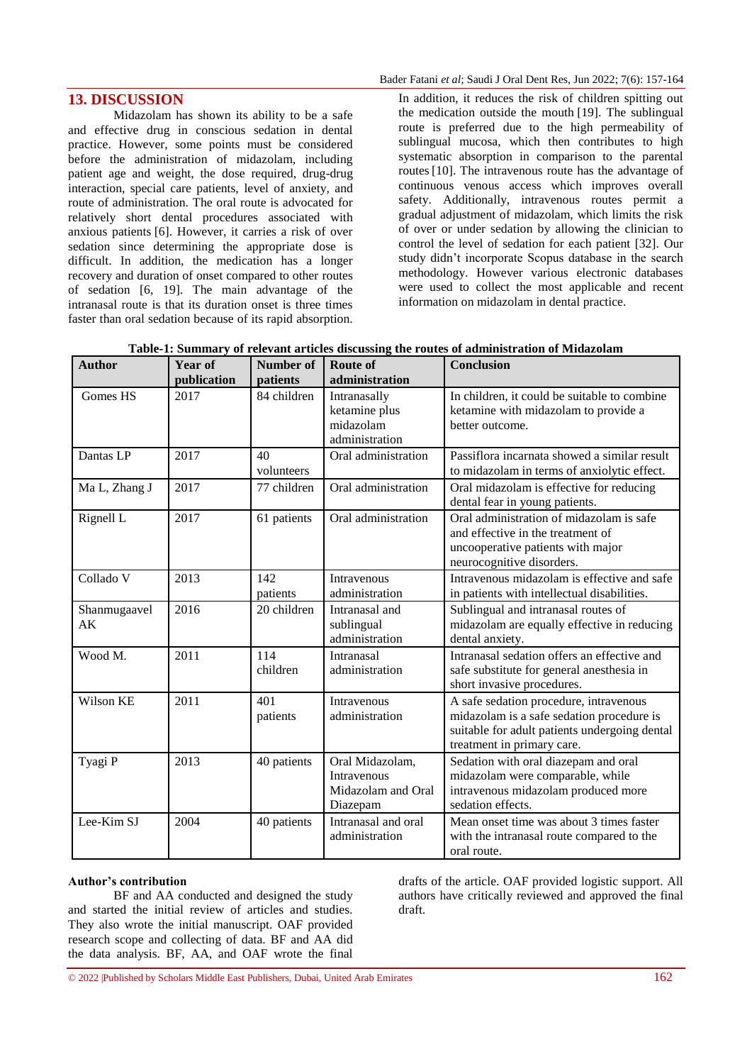## 13. DISCUSSION

Midazolam has shown its ability to be a safe and effective drug in conscious sedation in dental practice. However, some points must be considered before the administration of midazolam, including patient age and weight, the dose required, drug-drug interaction, special care patients, level of anxiety, and route of administration. The oral route is advocated for relatively short dental procedures associated with anxious patients [6]. However, it carries a risk of over sedation since determining the appropriate dose is difficult. In addition, the medication has a longer recovery and duration of onset compared to other routes of sedation [6, 19]. The main advantage of the intranasal route is that its duration onset is three times faster than oral sedation because of its rapid absorption. In addition, it reduces the risk of children spitting out the medication outside the mouth [19]. The sublingual route is preferred due to the high permeability of sublingual mucosa, which then contributes to high systematic absorption in comparison to the parental routes [10]. The intravenous route has the advantage of continuous venous access which improves overall safety. Additionally, intravenous routes permit a gradual adjustment of midazolam, which limits the risk of over or under sedation by allowing the clinician to control the level of sedation for each patient [32]. Our study didn't incorporate Scopus database in the search methodology. However various electronic databases were used to collect the most applicable and recent information on midazolam in dental practice.

**Table-1: Summary of relevant articles discussing the routes of administration of Midazolam**

| Author | Year of publication | Number of patients | Route of administration | Conclusion |
|---|---|---|---|---|
| Gomes HS | 2017 | 84 children | Intranasally ketamine plus midazolam administration | In children, it could be suitable to combine ketamine with midazolam to provide a better outcome. |
| Dantas LP | 2017 | 40 volunteers | Oral administration | Passiflora incarnata showed a similar result to midazolam in terms of anxiolytic effect. |
| Ma L, Zhang J | 2017 | 77 children | Oral administration | Oral midazolam is effective for reducing dental fear in young patients. |
| Rignell L | 2017 | 61 patients | Oral administration | Oral administration of midazolam is safe and effective in the treatment of uncooperative patients with major neurocognitive disorders. |
| Collado V | 2013 | 142 patients | Intravenous administration | Intravenous midazolam is effective and safe in patients with intellectual disabilities. |
| Shanmugaavel AK | 2016 | 20 children | Intranasal and sublingual administration | Sublingual and intranasal routes of midazolam are equally effective in reducing dental anxiety. |
| Wood M. | 2011 | 114 children | Intranasal administration | Intranasal sedation offers an effective and safe substitute for general anesthesia in short invasive procedures. |
| Wilson KE | 2011 | 401 patients | Intravenous administration | A safe sedation procedure, intravenous midazolam is a safe sedation procedure is suitable for adult patients undergoing dental treatment in primary care. |
| Tyagi P | 2013 | 40 patients | Oral Midazolam, Intravenous Midazolam and Oral Diazepam | Sedation with oral diazepam and oral midazolam were comparable, while intravenous midazolam produced more sedation effects. |
| Lee-Kim SJ | 2004 | 40 patients | Intranasal and oral administration | Mean onset time was about 3 times faster with the intranasal route compared to the oral route. |

**Author's contribution**

BF and AA conducted and designed the study and started the initial review of articles and studies. They also wrote the initial manuscript. OAF provided research scope and collecting of data. BF and AA did the data analysis. BF, AA, and OAF wrote the final drafts of the article. OAF provided logistic support. All authors have critically reviewed and approved the final draft.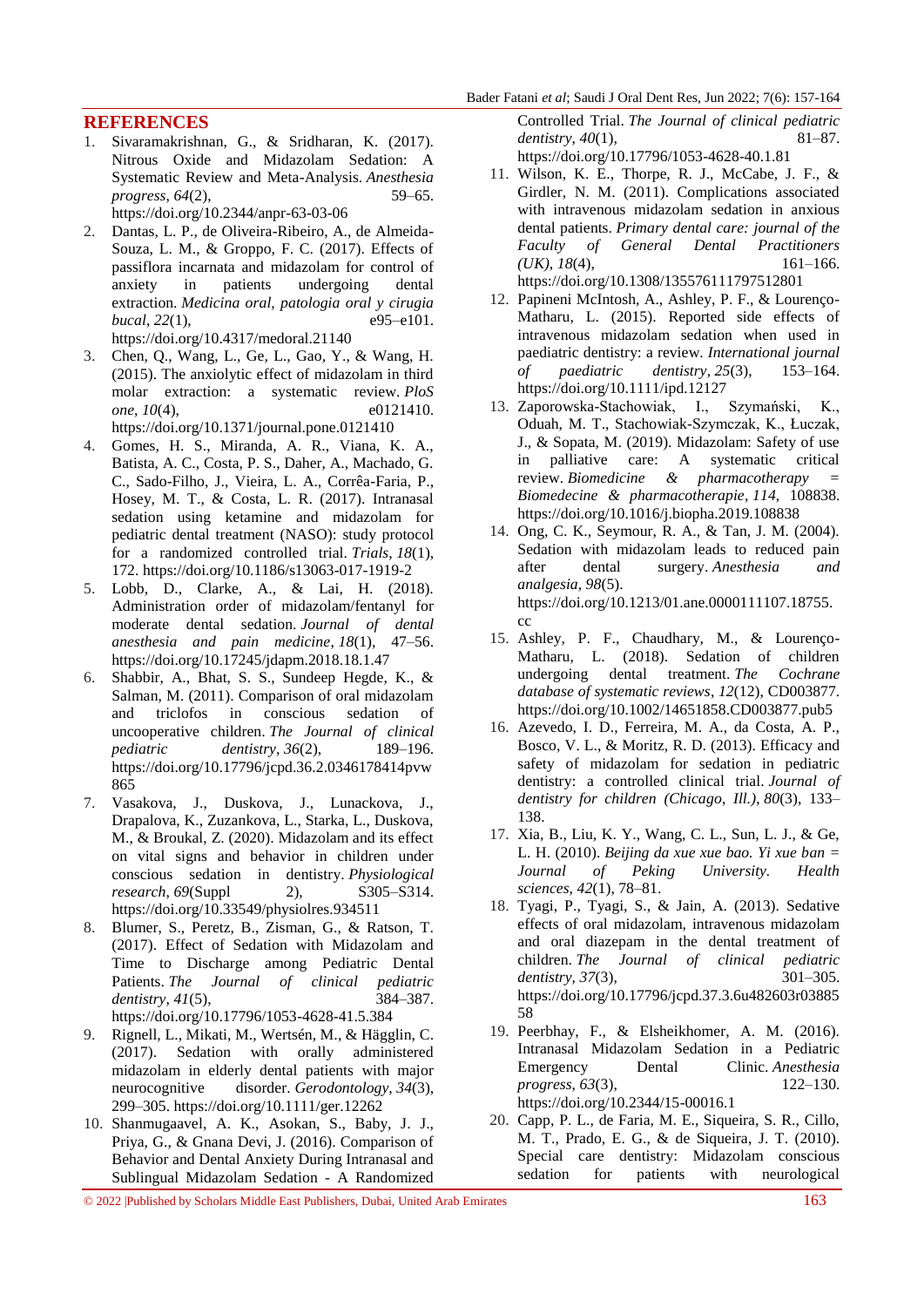## REFERENCES

1. Sivaramakrishnan, G., & Sridharan, K. (2017). Nitrous Oxide and Midazolam Sedation: A Systematic Review and Meta-Analysis. *Anesthesia progress*, *64*(2), 59–65. https://doi.org/10.2344/anpr-63-03-06
2. Dantas, L. P., de Oliveira-Ribeiro, A., de Almeida-Souza, L. M., & Groppo, F. C. (2017). Effects of passiflora incarnata and midazolam for control of anxiety in patients undergoing dental extraction. *Medicina oral, patologia oral y cirugia bucal*, *22*(1), e95–e101. https://doi.org/10.4317/medoral.21140
3. Chen, Q., Wang, L., Ge, L., Gao, Y., & Wang, H. (2015). The anxiolytic effect of midazolam in third molar extraction: a systematic review. *PloS one*, *10*(4), e0121410. https://doi.org/10.1371/journal.pone.0121410
4. Gomes, H. S., Miranda, A. R., Viana, K. A., Batista, A. C., Costa, P. S., Daher, A., Machado, G. C., Sado-Filho, J., Vieira, L. A., Corrêa-Faria, P., Hosey, M. T., & Costa, L. R. (2017). Intranasal sedation using ketamine and midazolam for pediatric dental treatment (NASO): study protocol for a randomized controlled trial. *Trials*, *18*(1), 172. https://doi.org/10.1186/s13063-017-1919-2
5. Lobb, D., Clarke, A., & Lai, H. (2018). Administration order of midazolam/fentanyl for moderate dental sedation. *Journal of dental anesthesia and pain medicine*, *18*(1), 47–56. https://doi.org/10.17245/jdapm.2018.18.1.47
6. Shabbir, A., Bhat, S. S., Sundeep Hegde, K., & Salman, M. (2011). Comparison of oral midazolam and triclofos in conscious sedation of uncooperative children. *The Journal of clinical pediatric dentistry*, *36*(2), 189–196. https://doi.org/10.17796/jcpd.36.2.0346178414pvw865
7. Vasakova, J., Duskova, J., Lunackova, J., Drapalova, K., Zuzankova, L., Starka, L., Duskova, M., & Broukal, Z. (2020). Midazolam and its effect on vital signs and behavior in children under conscious sedation in dentistry. *Physiological research*, *69*(Suppl 2), S305–S314. https://doi.org/10.33549/physiolres.934511
8. Blumer, S., Peretz, B., Zisman, G., & Ratson, T. (2017). Effect of Sedation with Midazolam and Time to Discharge among Pediatric Dental Patients. *The Journal of clinical pediatric dentistry*, *41*(5), 384–387. https://doi.org/10.17796/1053-4628-41.5.384
9. Rignell, L., Mikati, M., Wertsén, M., & Hägglin, C. (2017). Sedation with orally administered midazolam in elderly dental patients with major neurocognitive disorder. *Gerodontology*, *34*(3), 299–305. https://doi.org/10.1111/ger.12262
10. Shanmugaavel, A. K., Asokan, S., Baby, J. J., Priya, G., & Gnana Devi, J. (2016). Comparison of Behavior and Dental Anxiety During Intranasal and Sublingual Midazolam Sedation - A Randomized Controlled Trial. *The Journal of clinical pediatric dentistry*, *40*(1), 81–87. https://doi.org/10.17796/1053-4628-40.1.81
11. Wilson, K. E., Thorpe, R. J., McCabe, J. F., & Girdler, N. M. (2011). Complications associated with intravenous midazolam sedation in anxious dental patients. *Primary dental care: journal of the Faculty of General Dental Practitioners (UK)*, *18*(4), 161–166. https://doi.org/10.1308/135576111797512801
12. Papineni McIntosh, A., Ashley, P. F., & Lourenço-Matharu, L. (2015). Reported side effects of intravenous midazolam sedation when used in paediatric dentistry: a review. *International journal of paediatric dentistry*, *25*(3), 153–164. https://doi.org/10.1111/ipd.12127
13. Zaporowska-Stachowiak, I., Szymański, K., Oduah, M. T., Stachowiak-Szymczak, K., Łuczak, J., & Sopata, M. (2019). Midazolam: Safety of use in palliative care: A systematic critical review. *Biomedicine & pharmacotherapy = Biomedecine & pharmacotherapie*, *114*, 108838. https://doi.org/10.1016/j.biopha.2019.108838
14. Ong, C. K., Seymour, R. A., & Tan, J. M. (2004). Sedation with midazolam leads to reduced pain after dental surgery. *Anesthesia and analgesia*, *98*(5). https://doi.org/10.1213/01.ane.0000111107.18755.cc
15. Ashley, P. F., Chaudhary, M., & Lourenço-Matharu, L. (2018). Sedation of children undergoing dental treatment. *The Cochrane database of systematic reviews*, *12*(12), CD003877. https://doi.org/10.1002/14651858.CD003877.pub5
16. Azevedo, I. D., Ferreira, M. A., da Costa, A. P., Bosco, V. L., & Moritz, R. D. (2013). Efficacy and safety of midazolam for sedation in pediatric dentistry: a controlled clinical trial. *Journal of dentistry for children (Chicago, Ill.)*, *80*(3), 133–138.
17. Xia, B., Liu, K. Y., Wang, C. L., Sun, L. J., & Ge, L. H. (2010). *Beijing da xue xue bao. Yi xue ban = Journal of Peking University. Health sciences*, *42*(1), 78–81.
18. Tyagi, P., Tyagi, S., & Jain, A. (2013). Sedative effects of oral midazolam, intravenous midazolam and oral diazepam in the dental treatment of children. *The Journal of clinical pediatric dentistry*, *37*(3), 301–305. https://doi.org/10.17796/jcpd.37.3.6u482603r0388558
19. Peerbhay, F., & Elsheikhomer, A. M. (2016). Intranasal Midazolam Sedation in a Pediatric Emergency Dental Clinic. *Anesthesia progress*, *63*(3), 122–130. https://doi.org/10.2344/15-00016.1
20. Capp, P. L., de Faria, M. E., Siqueira, S. R., Cillo, M. T., Prado, E. G., & de Siqueira, J. T. (2010). Special care dentistry: Midazolam conscious sedation for patients with neurological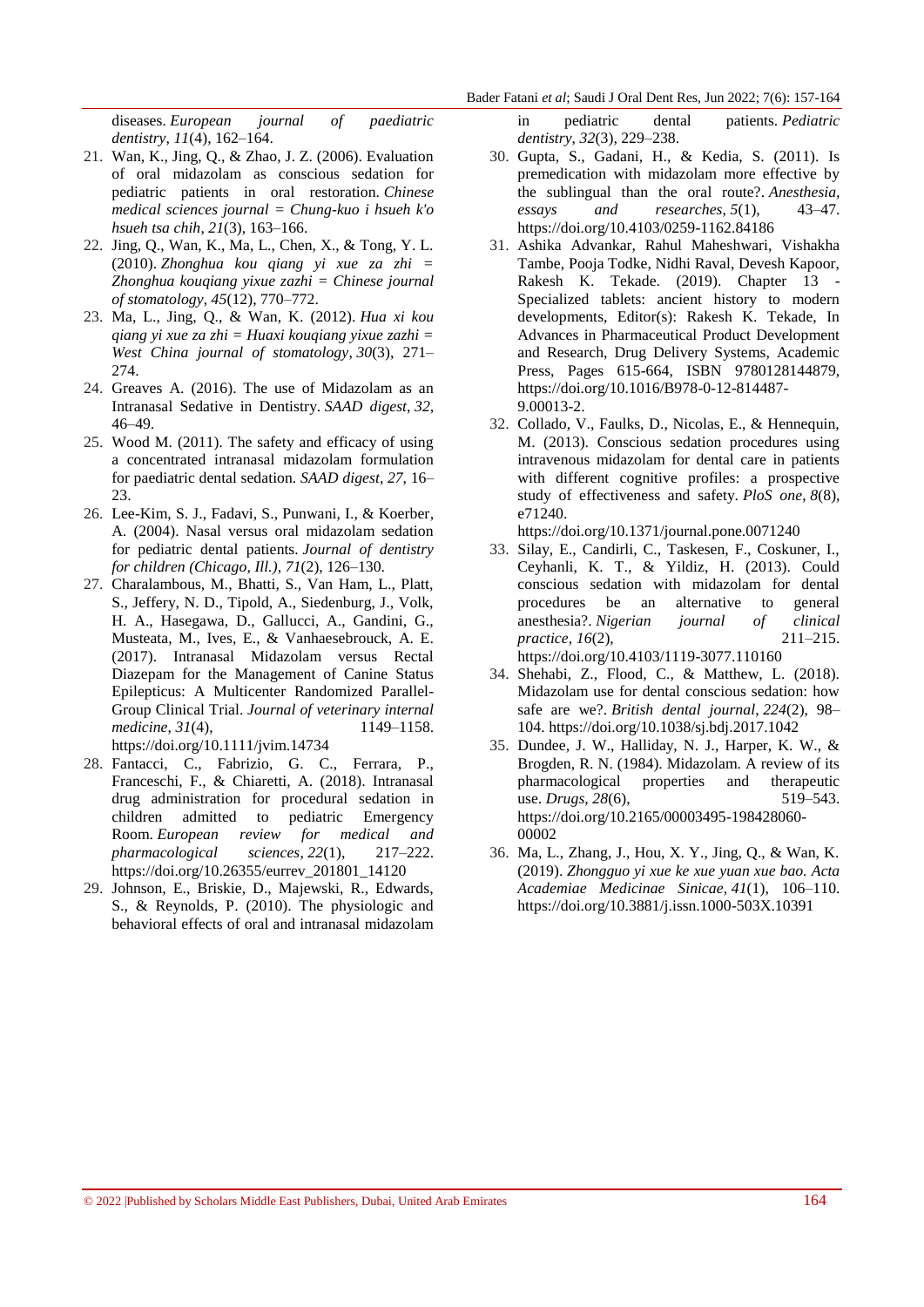diseases. *European journal of paediatric dentistry*, *11*(4), 162–164.

21. Wan, K., Jing, Q., & Zhao, J. Z. (2006). Evaluation of oral midazolam as conscious sedation for pediatric patients in oral restoration. *Chinese medical sciences journal = Chung-kuo i hsueh k'o hsueh tsa chih*, *21*(3), 163–166.
22. Jing, Q., Wan, K., Ma, L., Chen, X., & Tong, Y. L. (2010). *Zhonghua kou qiang yi xue za zhi = Zhonghua kouqiang yixue zazhi = Chinese journal of stomatology*, *45*(12), 770–772.
23. Ma, L., Jing, Q., & Wan, K. (2012). *Hua xi kou qiang yi xue za zhi = Huaxi kouqiang yixue zazhi = West China journal of stomatology*, *30*(3), 271–274.
24. Greaves A. (2016). The use of Midazolam as an Intranasal Sedative in Dentistry. *SAAD digest*, *32*, 46–49.
25. Wood M. (2011). The safety and efficacy of using a concentrated intranasal midazolam formulation for paediatric dental sedation. *SAAD digest*, *27*, 16–23.
26. Lee-Kim, S. J., Fadavi, S., Punwani, I., & Koerber, A. (2004). Nasal versus oral midazolam sedation for pediatric dental patients. *Journal of dentistry for children (Chicago, Ill.)*, *71*(2), 126–130.
27. Charalambous, M., Bhatti, S., Van Ham, L., Platt, S., Jeffery, N. D., Tipold, A., Siedenburg, J., Volk, H. A., Hasegawa, D., Gallucci, A., Gandini, G., Musteata, M., Ives, E., & Vanhaesebrouck, A. E. (2017). Intranasal Midazolam versus Rectal Diazepam for the Management of Canine Status Epilepticus: A Multicenter Randomized Parallel-Group Clinical Trial. *Journal of veterinary internal medicine*, *31*(4), 1149–1158. https://doi.org/10.1111/jvim.14734
28. Fantacci, C., Fabrizio, G. C., Ferrara, P., Franceschi, F., & Chiaretti, A. (2018). Intranasal drug administration for procedural sedation in children admitted to pediatric Emergency Room. *European review for medical and pharmacological sciences*, *22*(1), 217–222. https://doi.org/10.26355/eurrev_201801_14120
29. Johnson, E., Briskie, D., Majewski, R., Edwards, S., & Reynolds, P. (2010). The physiologic and behavioral effects of oral and intranasal midazolam in pediatric dental patients. *Pediatric dentistry*, *32*(3), 229–238.
30. Gupta, S., Gadani, H., & Kedia, S. (2011). Is premedication with midazolam more effective by the sublingual than the oral route?. *Anesthesia, essays and researches*, *5*(1), 43–47. https://doi.org/10.4103/0259-1162.84186
31. Ashika Advankar, Rahul Maheshwari, Vishakha Tambe, Pooja Todke, Nidhi Raval, Devesh Kapoor, Rakesh K. Tekade. (2019). Chapter 13 - Specialized tablets: ancient history to modern developments, Editor(s): Rakesh K. Tekade, In Advances in Pharmaceutical Product Development and Research, Drug Delivery Systems, Academic Press, Pages 615-664, ISBN 9780128144879, https://doi.org/10.1016/B978-0-12-814487-9.00013-2.
32. Collado, V., Faulks, D., Nicolas, E., & Hennequin, M. (2013). Conscious sedation procedures using intravenous midazolam for dental care in patients with different cognitive profiles: a prospective study of effectiveness and safety. *PloS one*, *8*(8), e71240. https://doi.org/10.1371/journal.pone.0071240
33. Silay, E., Candirli, C., Taskesen, F., Coskuner, I., Ceyhanli, K. T., & Yildiz, H. (2013). Could conscious sedation with midazolam for dental procedures be an alternative to general anesthesia?. *Nigerian journal of clinical practice*, *16*(2), 211–215. https://doi.org/10.4103/1119-3077.110160
34. Shehabi, Z., Flood, C., & Matthew, L. (2018). Midazolam use for dental conscious sedation: how safe are we?. *British dental journal*, *224*(2), 98–104. https://doi.org/10.1038/sj.bdj.2017.1042
35. Dundee, J. W., Halliday, N. J., Harper, K. W., & Brogden, R. N. (1984). Midazolam. A review of its pharmacological properties and therapeutic use. *Drugs*, *28*(6), 519–543. https://doi.org/10.2165/00003495-198428060-00002
36. Ma, L., Zhang, J., Hou, X. Y., Jing, Q., & Wan, K. (2019). *Zhongguo yi xue ke xue yuan xue bao. Acta Academiae Medicinae Sinicae*, *41*(1), 106–110. https://doi.org/10.3881/j.issn.1000-503X.10391